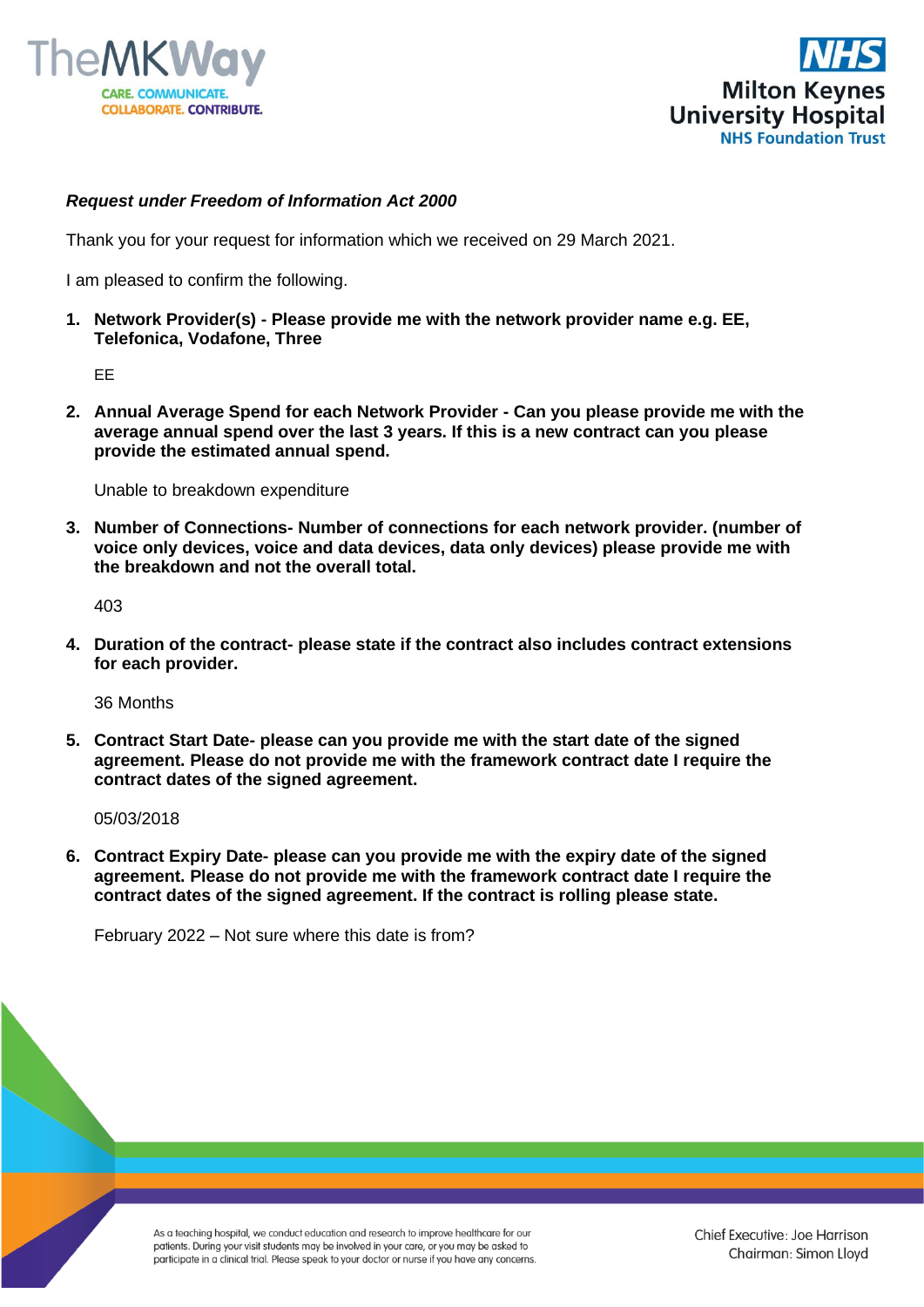***Request under Freedom of Information Act 2000***

Thank you for your request for information which we received on 29 March 2021.

I am pleased to confirm the following.

1. **Network Provider(s) - Please provide me with the network provider name e.g. EE, Telefonica, Vodafone, Three**

   EE

2. **Annual Average Spend for each Network Provider - Can you please provide me with the average annual spend over the last 3 years. If this is a new contract can you please provide the estimated annual spend.**

   Unable to breakdown expenditure

3. **Number of Connections- Number of connections for each network provider. (number of voice only devices, voice and data devices, data only devices) please provide me with the breakdown and not the overall total.**

   403

4. **Duration of the contract- please state if the contract also includes contract extensions for each provider.**

   36 Months

5. **Contract Start Date- please can you provide me with the start date of the signed agreement. Please do not provide me with the framework contract date I require the contract dates of the signed agreement.**

   05/03/2018

6. **Contract Expiry Date- please can you provide me with the expiry date of the signed agreement. Please do not provide me with the framework contract date I require the contract dates of the signed agreement. If the contract is rolling please state.**

   February 2022 – Not sure where this date is from?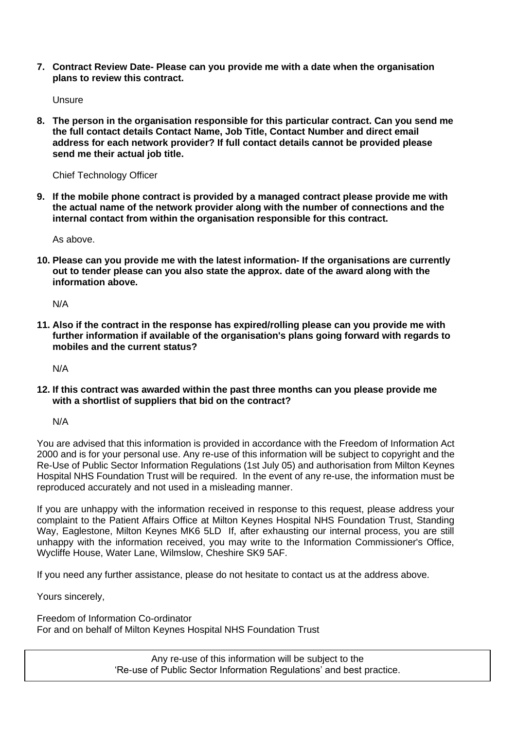7. **Contract Review Date- Please can you provide me with a date when the organisation plans to review this contract.**

   Unsure

8. **The person in the organisation responsible for this particular contract. Can you send me the full contact details Contact Name, Job Title, Contact Number and direct email address for each network provider? If full contact details cannot be provided please send me their actual job title.**

   Chief Technology Officer

9. **If the mobile phone contract is provided by a managed contract please provide me with the actual name of the network provider along with the number of connections and the internal contact from within the organisation responsible for this contract.**

   As above.

10. **Please can you provide me with the latest information- If the organisations are currently out to tender please can you also state the approx. date of the award along with the information above.**

    N/A

11. **Also if the contract in the response has expired/rolling please can you provide me with further information if available of the organisation's plans going forward with regards to mobiles and the current status?**

    N/A

12. **If this contract was awarded within the past three months can you please provide me with a shortlist of suppliers that bid on the contract?**

    N/A

You are advised that this information is provided in accordance with the Freedom of Information Act 2000 and is for your personal use. Any re-use of this information will be subject to copyright and the Re-Use of Public Sector Information Regulations (1st July 05) and authorisation from Milton Keynes Hospital NHS Foundation Trust will be required. In the event of any re-use, the information must be reproduced accurately and not used in a misleading manner.

If you are unhappy with the information received in response to this request, please address your complaint to the Patient Affairs Office at Milton Keynes Hospital NHS Foundation Trust, Standing Way, Eaglestone, Milton Keynes MK6 5LD If, after exhausting our internal process, you are still unhappy with the information received, you may write to the Information Commissioner's Office, Wycliffe House, Water Lane, Wilmslow, Cheshire SK9 5AF.

If you need any further assistance, please do not hesitate to contact us at the address above.

Yours sincerely,

Freedom of Information Co-ordinator
For and on behalf of Milton Keynes Hospital NHS Foundation Trust

Any re-use of this information will be subject to the
'Re-use of Public Sector Information Regulations' and best practice.